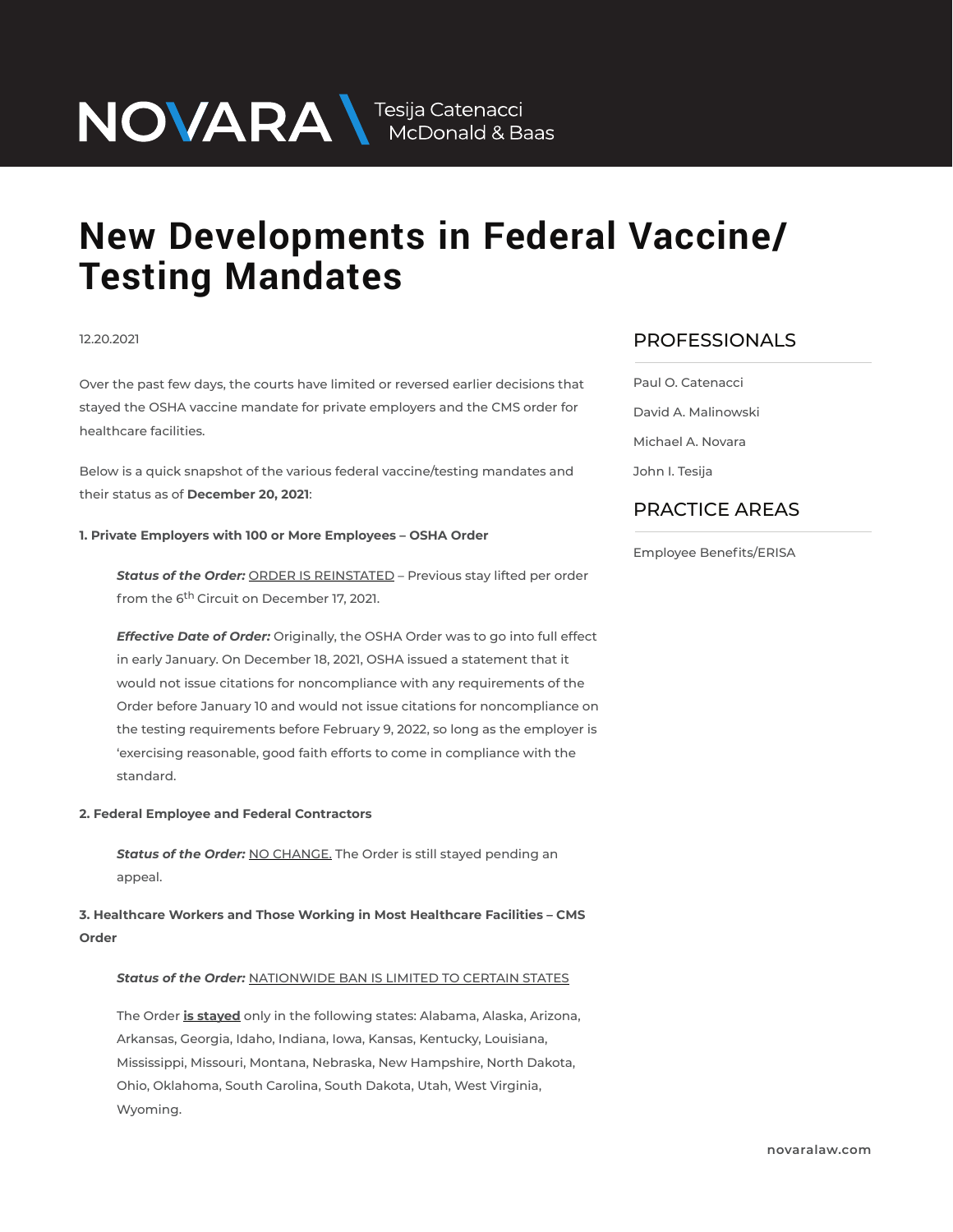NOVARA \ Tesija Catenacci McDonald & Baas

# New Developments in Federal Vaccine/ Testing Mandates

12.20.2021

Over the past few days, the courts have limited or reversed earlier decisions that stayed the OSHA vaccine mandate for private employers and the CMS order for healthcare facilities.

Below is a quick snapshot of the various federal vaccine/testing mandates and their status as of **December 20, 2021**:

**1. Private Employers with 100 or More Employees – OSHA Order**

> ***Status of the Order:*** ORDER IS REINSTATED – Previous stay lifted per order from the 6th Circuit on December 17, 2021.
>
> ***Effective Date of Order:*** Originally, the OSHA Order was to go into full effect in early January. On December 18, 2021, OSHA issued a statement that it would not issue citations for noncompliance with any requirements of the Order before January 10 and would not issue citations for noncompliance on the testing requirements before February 9, 2022, so long as the employer is 'exercising reasonable, good faith efforts to come in compliance with the standard.

**2. Federal Employee and Federal Contractors**

> ***Status of the Order:*** NO CHANGE. The Order is still stayed pending an appeal.

**3. Healthcare Workers and Those Working in Most Healthcare Facilities – CMS Order**

> ***Status of the Order:*** NATIONWIDE BAN IS LIMITED TO CERTAIN STATES
>
> The Order **is stayed** only in the following states: Alabama, Alaska, Arizona, Arkansas, Georgia, Idaho, Indiana, Iowa, Kansas, Kentucky, Louisiana, Mississippi, Missouri, Montana, Nebraska, New Hampshire, North Dakota, Ohio, Oklahoma, South Carolina, South Dakota, Utah, West Virginia, Wyoming.

## PROFESSIONALS

Paul O. Catenacci

David A. Malinowski

Michael A. Novara

John I. Tesija

## PRACTICE AREAS

Employee Benefits/ERISA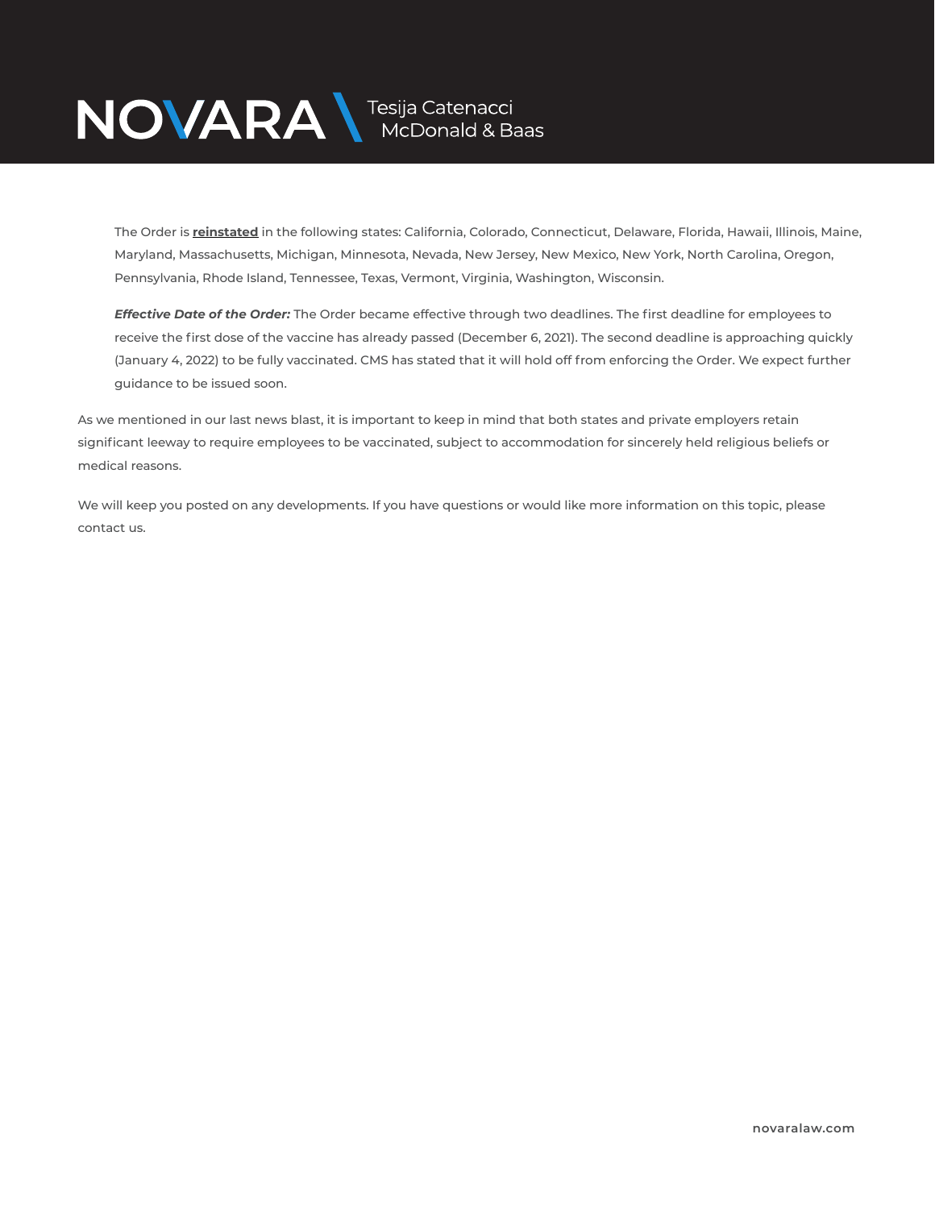The Order is **reinstated** in the following states: California, Colorado, Connecticut, Delaware, Florida, Hawaii, Illinois, Maine, Maryland, Massachusetts, Michigan, Minnesota, Nevada, New Jersey, New Mexico, New York, North Carolina, Oregon, Pennsylvania, Rhode Island, Tennessee, Texas, Vermont, Virginia, Washington, Wisconsin.

***Effective Date of the Order:*** The Order became effective through two deadlines. The first deadline for employees to receive the first dose of the vaccine has already passed (December 6, 2021). The second deadline is approaching quickly (January 4, 2022) to be fully vaccinated. CMS has stated that it will hold off from enforcing the Order. We expect further guidance to be issued soon.

As we mentioned in our last news blast, it is important to keep in mind that both states and private employers retain significant leeway to require employees to be vaccinated, subject to accommodation for sincerely held religious beliefs or medical reasons.

We will keep you posted on any developments. If you have questions or would like more information on this topic, please contact us.